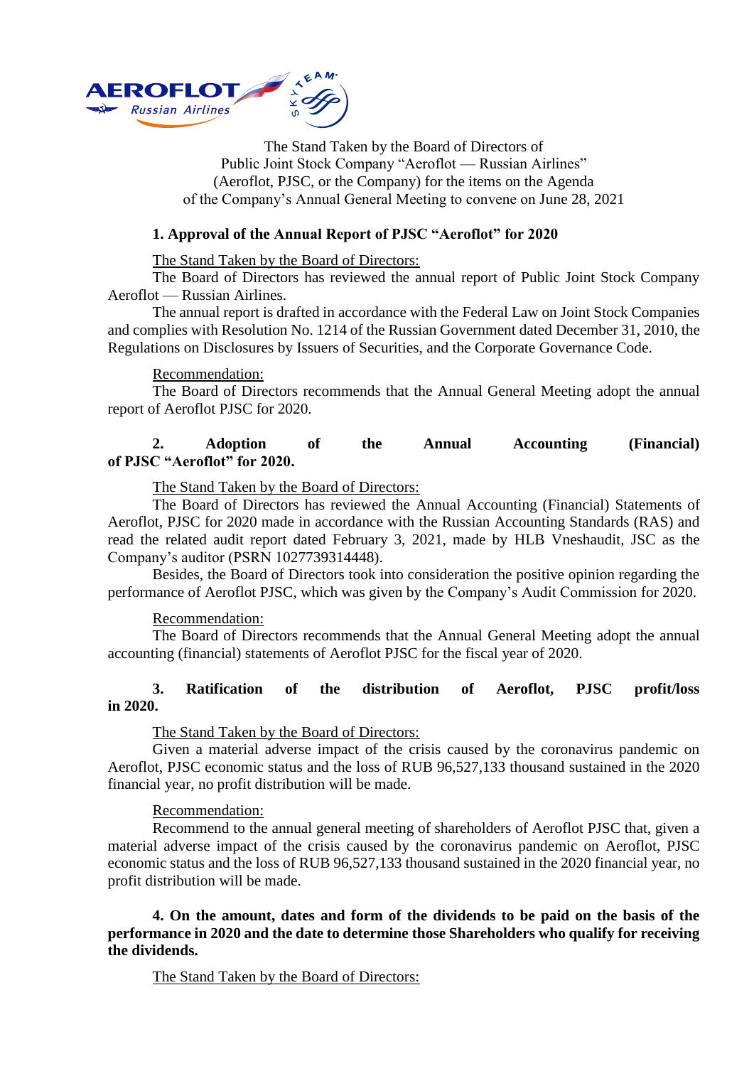The Stand Taken by the Board of Directors of
Public Joint Stock Company "Aeroflot — Russian Airlines"
(Aeroflot, PJSC, or the Company) for the items on the Agenda
of the Company's Annual General Meeting to convene on June 28, 2021

**1. Approval of the Annual Report of PJSC "Aeroflot" for 2020**

The Stand Taken by the Board of Directors:

The Board of Directors has reviewed the annual report of Public Joint Stock Company Aeroflot — Russian Airlines.

The annual report is drafted in accordance with the Federal Law on Joint Stock Companies and complies with Resolution No. 1214 of the Russian Government dated December 31, 2010, the Regulations on Disclosures by Issuers of Securities, and the Corporate Governance Code.

Recommendation:

The Board of Directors recommends that the Annual General Meeting adopt the annual report of Aeroflot PJSC for 2020.

**2. Adoption of the Annual Accounting (Financial) of PJSC "Aeroflot" for 2020.**

The Stand Taken by the Board of Directors:

The Board of Directors has reviewed the Annual Accounting (Financial) Statements of Aeroflot, PJSC for 2020 made in accordance with the Russian Accounting Standards (RAS) and read the related audit report dated February 3, 2021, made by HLB Vneshaudit, JSC as the Company's auditor (PSRN 1027739314448).

Besides, the Board of Directors took into consideration the positive opinion regarding the performance of Aeroflot PJSC, which was given by the Company's Audit Commission for 2020.

Recommendation:

The Board of Directors recommends that the Annual General Meeting adopt the annual accounting (financial) statements of Aeroflot PJSC for the fiscal year of 2020.

**3. Ratification of the distribution of Aeroflot, PJSC profit/loss in 2020.**

The Stand Taken by the Board of Directors:

Given a material adverse impact of the crisis caused by the coronavirus pandemic on Aeroflot, PJSC economic status and the loss of RUB 96,527,133 thousand sustained in the 2020 financial year, no profit distribution will be made.

Recommendation:

Recommend to the annual general meeting of shareholders of Aeroflot PJSC that, given a material adverse impact of the crisis caused by the coronavirus pandemic on Aeroflot, PJSC economic status and the loss of RUB 96,527,133 thousand sustained in the 2020 financial year, no profit distribution will be made.

**4. On the amount, dates and form of the dividends to be paid on the basis of the performance in 2020 and the date to determine those Shareholders who qualify for receiving the dividends.**

The Stand Taken by the Board of Directors: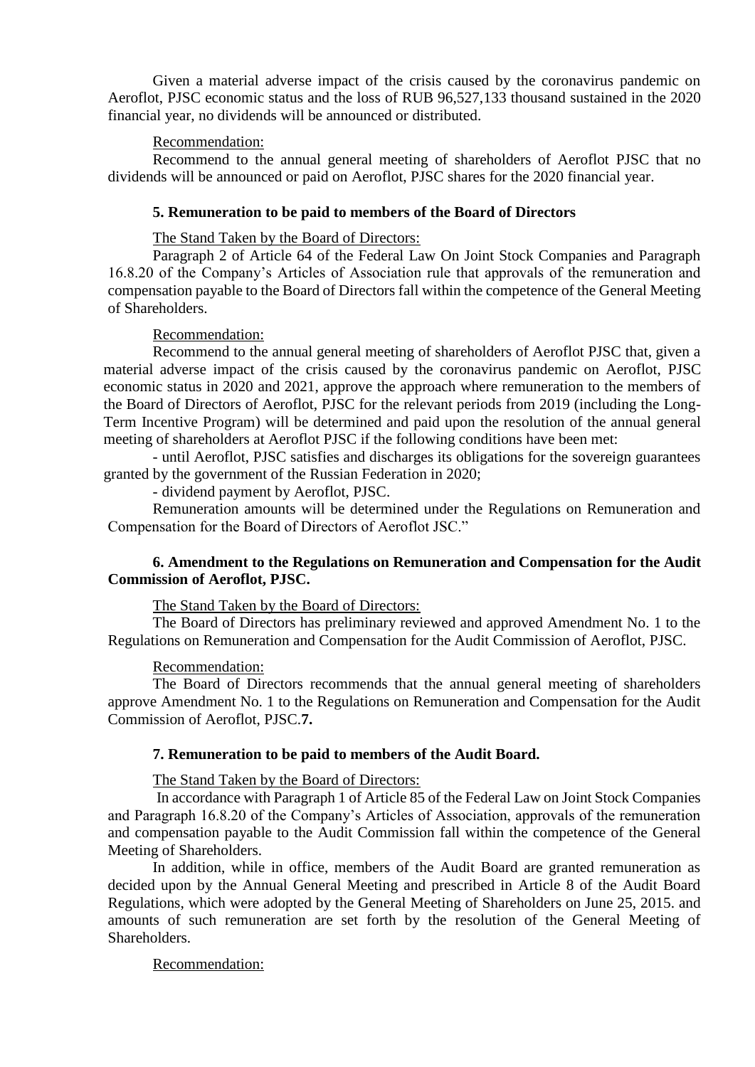Given a material adverse impact of the crisis caused by the coronavirus pandemic on Aeroflot, PJSC economic status and the loss of RUB 96,527,133 thousand sustained in the 2020 financial year, no dividends will be announced or distributed.

Recommendation:

Recommend to the annual general meeting of shareholders of Aeroflot PJSC that no dividends will be announced or paid on Aeroflot, PJSC shares for the 2020 financial year.

**5. Remuneration to be paid to members of the Board of Directors**

The Stand Taken by the Board of Directors:

Paragraph 2 of Article 64 of the Federal Law On Joint Stock Companies and Paragraph 16.8.20 of the Company's Articles of Association rule that approvals of the remuneration and compensation payable to the Board of Directors fall within the competence of the General Meeting of Shareholders.

Recommendation:

Recommend to the annual general meeting of shareholders of Aeroflot PJSC that, given a material adverse impact of the crisis caused by the coronavirus pandemic on Aeroflot, PJSC economic status in 2020 and 2021, approve the approach where remuneration to the members of the Board of Directors of Aeroflot, PJSC for the relevant periods from 2019 (including the Long-Term Incentive Program) will be determined and paid upon the resolution of the annual general meeting of shareholders at Aeroflot PJSC if the following conditions have been met:

- until Aeroflot, PJSC satisfies and discharges its obligations for the sovereign guarantees granted by the government of the Russian Federation in 2020;
- dividend payment by Aeroflot, PJSC.

Remuneration amounts will be determined under the Regulations on Remuneration and Compensation for the Board of Directors of Aeroflot JSC."

**6. Amendment to the Regulations on Remuneration and Compensation for the Audit Commission of Aeroflot, PJSC.**

The Stand Taken by the Board of Directors:

The Board of Directors has preliminary reviewed and approved Amendment No. 1 to the Regulations on Remuneration and Compensation for the Audit Commission of Aeroflot, PJSC.

Recommendation:

The Board of Directors recommends that the annual general meeting of shareholders approve Amendment No. 1 to the Regulations on Remuneration and Compensation for the Audit Commission of Aeroflot, PJSC.**7.**

**7. Remuneration to be paid to members of the Audit Board.**

The Stand Taken by the Board of Directors:

In accordance with Paragraph 1 of Article 85 of the Federal Law on Joint Stock Companies and Paragraph 16.8.20 of the Company's Articles of Association, approvals of the remuneration and compensation payable to the Audit Commission fall within the competence of the General Meeting of Shareholders.

In addition, while in office, members of the Audit Board are granted remuneration as decided upon by the Annual General Meeting and prescribed in Article 8 of the Audit Board Regulations, which were adopted by the General Meeting of Shareholders on June 25, 2015. and amounts of such remuneration are set forth by the resolution of the General Meeting of Shareholders.

Recommendation: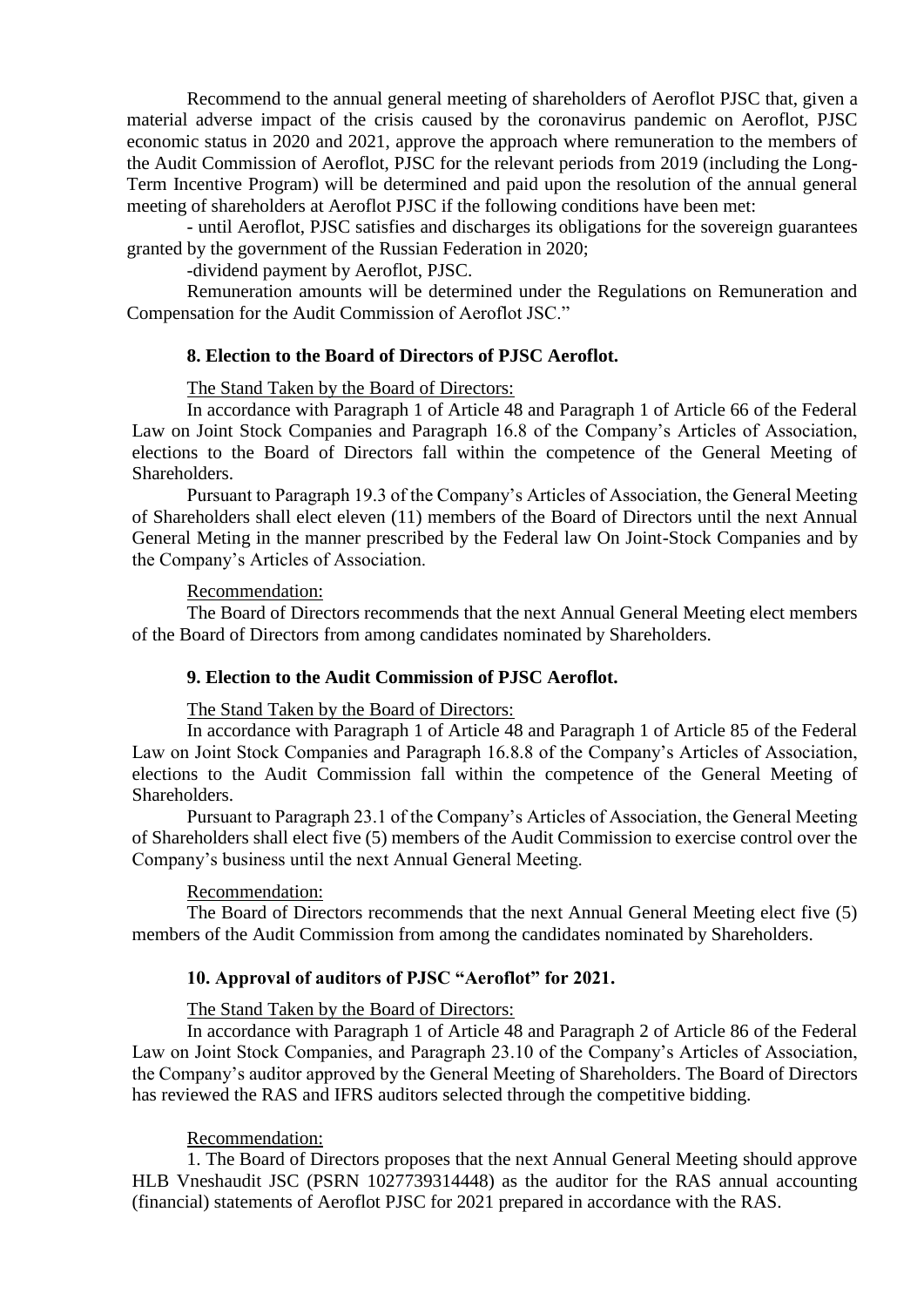Recommend to the annual general meeting of shareholders of Aeroflot PJSC that, given a material adverse impact of the crisis caused by the coronavirus pandemic on Aeroflot, PJSC economic status in 2020 and 2021, approve the approach where remuneration to the members of the Audit Commission of Aeroflot, PJSC for the relevant periods from 2019 (including the Long-Term Incentive Program) will be determined and paid upon the resolution of the annual general meeting of shareholders at Aeroflot PJSC if the following conditions have been met:

- until Aeroflot, PJSC satisfies and discharges its obligations for the sovereign guarantees granted by the government of the Russian Federation in 2020;

-dividend payment by Aeroflot, PJSC.

Remuneration amounts will be determined under the Regulations on Remuneration and Compensation for the Audit Commission of Aeroflot JSC."

**8. Election to the Board of Directors of PJSC Aeroflot.**

The Stand Taken by the Board of Directors:

In accordance with Paragraph 1 of Article 48 and Paragraph 1 of Article 66 of the Federal Law on Joint Stock Companies and Paragraph 16.8 of the Company's Articles of Association, elections to the Board of Directors fall within the competence of the General Meeting of Shareholders.

Pursuant to Paragraph 19.3 of the Company's Articles of Association, the General Meeting of Shareholders shall elect eleven (11) members of the Board of Directors until the next Annual General Meting in the manner prescribed by the Federal law On Joint-Stock Companies and by the Company's Articles of Association.

Recommendation:

The Board of Directors recommends that the next Annual General Meeting elect members of the Board of Directors from among candidates nominated by Shareholders.

**9. Election to the Audit Commission of PJSC Aeroflot.**

The Stand Taken by the Board of Directors:

In accordance with Paragraph 1 of Article 48 and Paragraph 1 of Article 85 of the Federal Law on Joint Stock Companies and Paragraph 16.8.8 of the Company's Articles of Association, elections to the Audit Commission fall within the competence of the General Meeting of Shareholders.

Pursuant to Paragraph 23.1 of the Company's Articles of Association, the General Meeting of Shareholders shall elect five (5) members of the Audit Commission to exercise control over the Company's business until the next Annual General Meeting.

Recommendation:

The Board of Directors recommends that the next Annual General Meeting elect five (5) members of the Audit Commission from among the candidates nominated by Shareholders.

**10. Approval of auditors of PJSC "Aeroflot" for 2021.**

The Stand Taken by the Board of Directors:

In accordance with Paragraph 1 of Article 48 and Paragraph 2 of Article 86 of the Federal Law on Joint Stock Companies, and Paragraph 23.10 of the Company's Articles of Association, the Company's auditor approved by the General Meeting of Shareholders. The Board of Directors has reviewed the RAS and IFRS auditors selected through the competitive bidding.

Recommendation:

1. The Board of Directors proposes that the next Annual General Meeting should approve HLB Vneshaudit JSC (PSRN 1027739314448) as the auditor for the RAS annual accounting (financial) statements of Aeroflot PJSC for 2021 prepared in accordance with the RAS.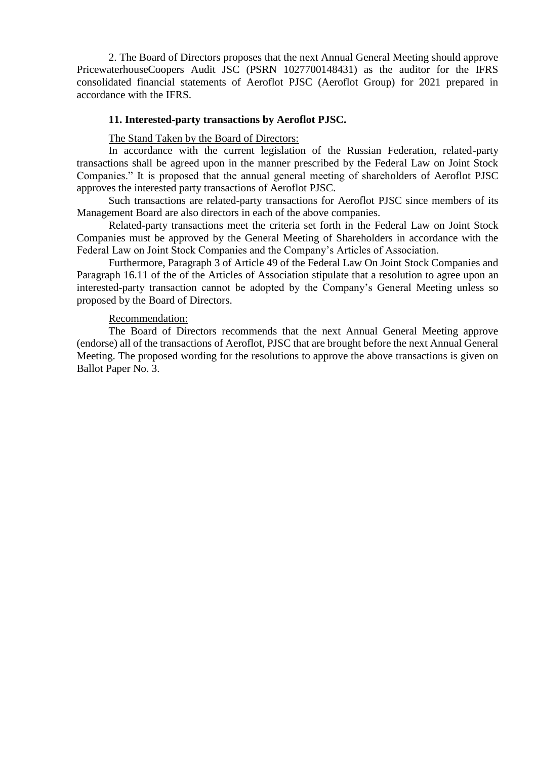2. The Board of Directors proposes that the next Annual General Meeting should approve PricewaterhouseCoopers Audit JSC (PSRN 1027700148431) as the auditor for the IFRS consolidated financial statements of Aeroflot PJSC (Aeroflot Group) for 2021 prepared in accordance with the IFRS.

### 11. Interested-party transactions by Aeroflot PJSC.

The Stand Taken by the Board of Directors:

In accordance with the current legislation of the Russian Federation, related-party transactions shall be agreed upon in the manner prescribed by the Federal Law on Joint Stock Companies." It is proposed that the annual general meeting of shareholders of Aeroflot PJSC approves the interested party transactions of Aeroflot PJSC.

Such transactions are related-party transactions for Aeroflot PJSC since members of its Management Board are also directors in each of the above companies.

Related-party transactions meet the criteria set forth in the Federal Law on Joint Stock Companies must be approved by the General Meeting of Shareholders in accordance with the Federal Law on Joint Stock Companies and the Company's Articles of Association.

Furthermore, Paragraph 3 of Article 49 of the Federal Law On Joint Stock Companies and Paragraph 16.11 of the of the Articles of Association stipulate that a resolution to agree upon an interested-party transaction cannot be adopted by the Company's General Meeting unless so proposed by the Board of Directors.

Recommendation:

The Board of Directors recommends that the next Annual General Meeting approve (endorse) all of the transactions of Aeroflot, PJSC that are brought before the next Annual General Meeting. The proposed wording for the resolutions to approve the above transactions is given on Ballot Paper No. 3.